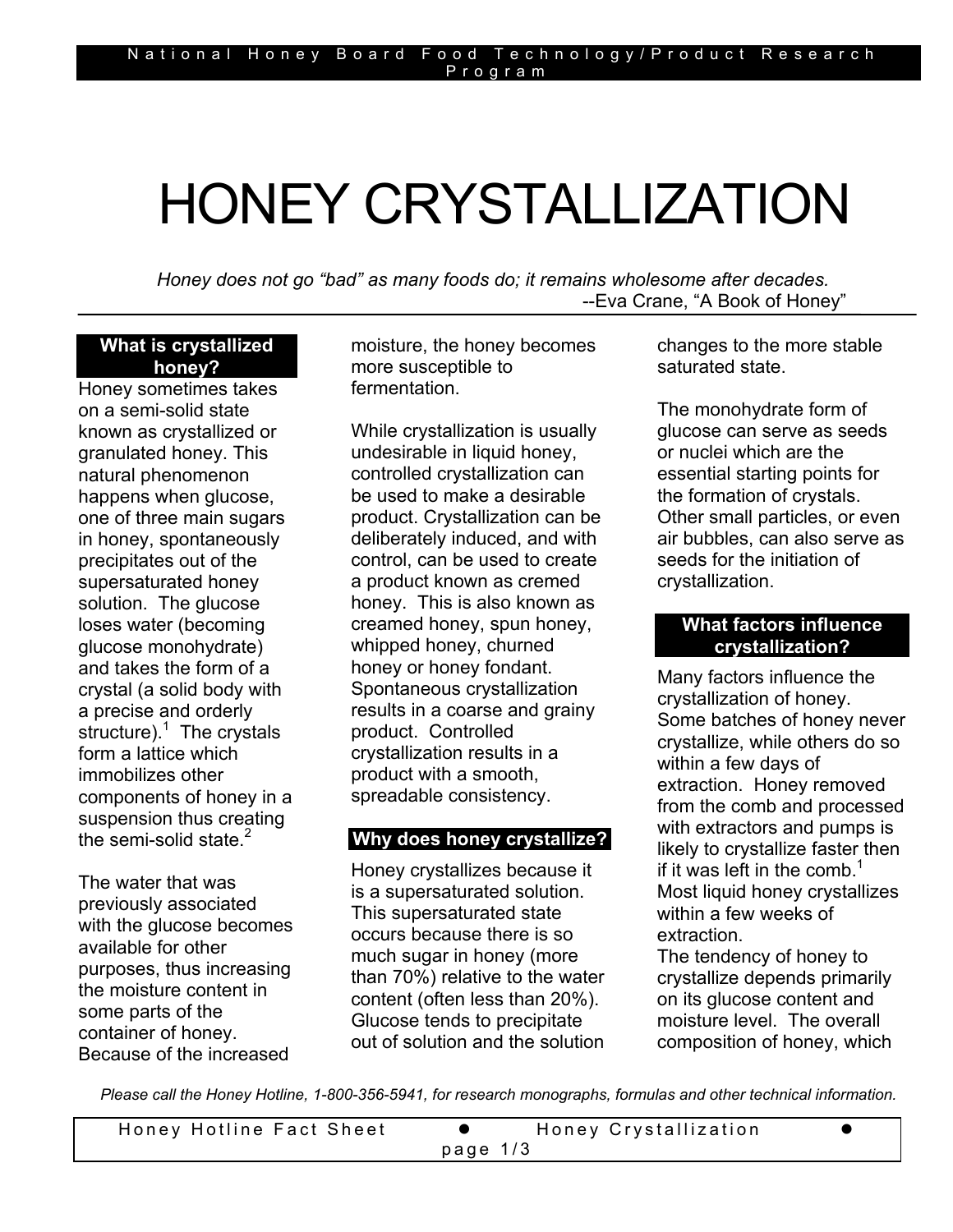# HONEY CRYSTALLIZATION

*Honey does not go "bad" as many foods do; it remains wholesome after decades.*
--Eva Crane, "A Book of Honey"

## What is crystallized honey?

Honey sometimes takes on a semi-solid state known as crystallized or granulated honey. This natural phenomenon happens when glucose, one of three main sugars in honey, spontaneously precipitates out of the supersaturated honey solution. The glucose loses water (becoming glucose monohydrate) and takes the form of a crystal (a solid body with a precise and orderly structure).[1] The crystals form a lattice which immobilizes other components of honey in a suspension thus creating the semi-solid state.[2]

The water that was previously associated with the glucose becomes available for other purposes, thus increasing the moisture content in some parts of the container of honey. Because of the increased moisture, the honey becomes more susceptible to fermentation.

While crystallization is usually undesirable in liquid honey, controlled crystallization can be used to make a desirable product. Crystallization can be deliberately induced, and with control, can be used to create a product known as cremed honey. This is also known as creamed honey, spun honey, whipped honey, churned honey or honey fondant. Spontaneous crystallization results in a coarse and grainy product. Controlled crystallization results in a product with a smooth, spreadable consistency.

## Why does honey crystallize?

Honey crystallizes because it is a supersaturated solution. This supersaturated state occurs because there is so much sugar in honey (more than 70%) relative to the water content (often less than 20%). Glucose tends to precipitate out of solution and the solution changes to the more stable saturated state.

The monohydrate form of glucose can serve as seeds or nuclei which are the essential starting points for the formation of crystals. Other small particles, or even air bubbles, can also serve as seeds for the initiation of crystallization.

## What factors influence crystallization?

Many factors influence the crystallization of honey. Some batches of honey never crystallize, while others do so within a few days of extraction. Honey removed from the comb and processed with extractors and pumps is likely to crystallize faster then if it was left in the comb.[1] Most liquid honey crystallizes within a few weeks of extraction.

The tendency of honey to crystallize depends primarily on its glucose content and moisture level. The overall composition of honey, which

*Please call the Honey Hotline, 1-800-356-5941, for research monographs, formulas and other technical information.*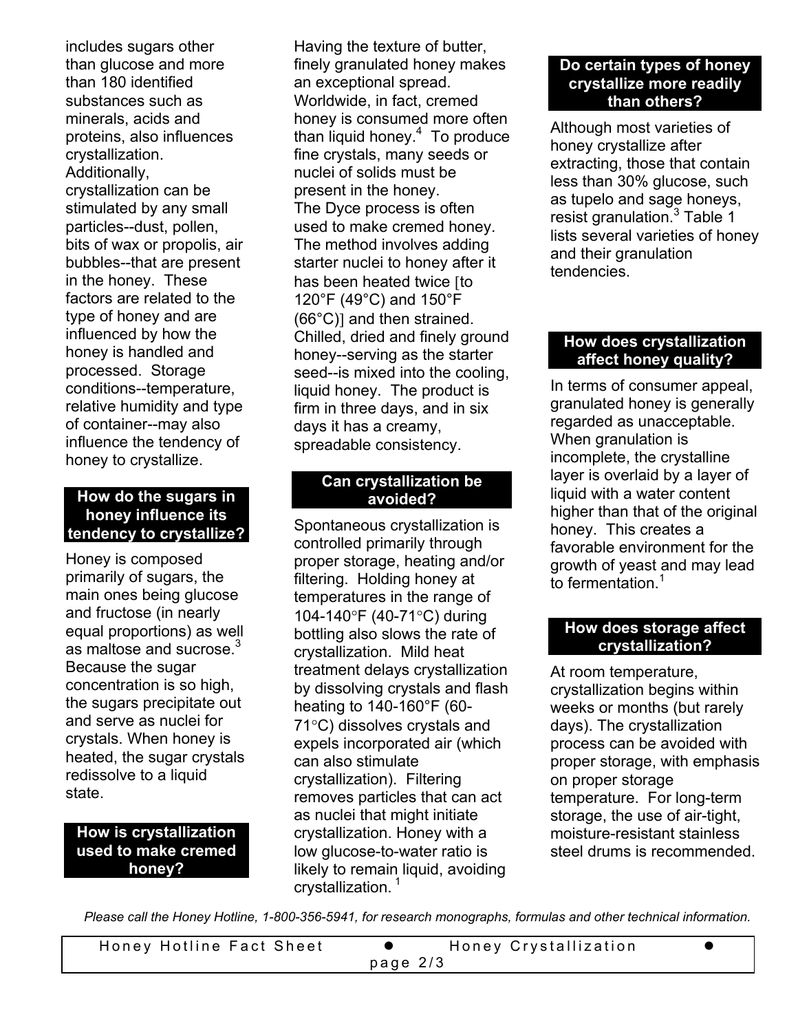includes sugars other than glucose and more than 180 identified substances such as minerals, acids and proteins, also influences crystallization. Additionally, crystallization can be stimulated by any small particles--dust, pollen, bits of wax or propolis, air bubbles--that are present in the honey. These factors are related to the type of honey and are influenced by how the honey is handled and processed. Storage conditions--temperature, relative humidity and type of container--may also influence the tendency of honey to crystallize.

## How do the sugars in honey influence its tendency to crystallize?

Honey is composed primarily of sugars, the main ones being glucose and fructose (in nearly equal proportions) as well as maltose and sucrose.[3] Because the sugar concentration is so high, the sugars precipitate out and serve as nuclei for crystals. When honey is heated, the sugar crystals redissolve to a liquid state.

## How is crystallization used to make cremed honey?

Having the texture of butter, finely granulated honey makes an exceptional spread. Worldwide, in fact, cremed honey is consumed more often than liquid honey.[4] To produce fine crystals, many seeds or nuclei of solids must be present in the honey.

The Dyce process is often used to make cremed honey. The method involves adding starter nuclei to honey after it has been heated twice [to 120°F (49°C) and 150°F (66°C)] and then strained. Chilled, dried and finely ground honey--serving as the starter seed--is mixed into the cooling, liquid honey. The product is firm in three days, and in six days it has a creamy, spreadable consistency.

## Can crystallization be avoided?

Spontaneous crystallization is controlled primarily through proper storage, heating and/or filtering. Holding honey at temperatures in the range of 104-140°F (40-71°C) during bottling also slows the rate of crystallization. Mild heat treatment delays crystallization by dissolving crystals and flash heating to 140-160°F (60-71°C) dissolves crystals and expels incorporated air (which can also stimulate crystallization). Filtering removes particles that can act as nuclei that might initiate crystallization. Honey with a low glucose-to-water ratio is likely to remain liquid, avoiding crystallization.[1]

## Do certain types of honey crystallize more readily than others?

Although most varieties of honey crystallize after extracting, those that contain less than 30% glucose, such as tupelo and sage honeys, resist granulation.[3] Table 1 lists several varieties of honey and their granulation tendencies.

## How does crystallization affect honey quality?

In terms of consumer appeal, granulated honey is generally regarded as unacceptable. When granulation is incomplete, the crystalline layer is overlaid by a layer of liquid with a water content higher than that of the original honey. This creates a favorable environment for the growth of yeast and may lead to fermentation.[1]

## How does storage affect crystallization?

At room temperature, crystallization begins within weeks or months (but rarely days). The crystallization process can be avoided with proper storage, with emphasis on proper storage temperature. For long-term storage, the use of air-tight, moisture-resistant stainless steel drums is recommended.

*Please call the Honey Hotline, 1-800-356-5941, for research monographs, formulas and other technical information.*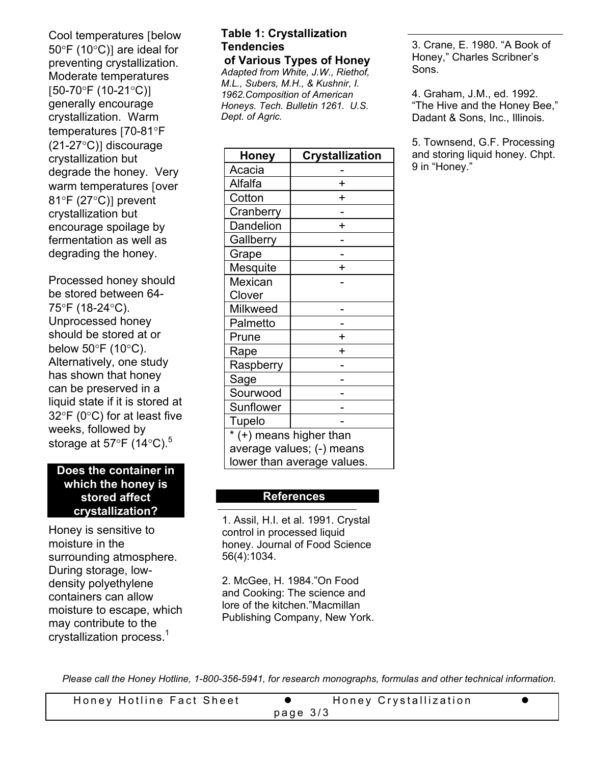Cool temperatures [below 50°F (10°C)] are ideal for preventing crystallization. Moderate temperatures [50-70°F (10-21°C)] generally encourage crystallization. Warm temperatures [70-81°F (21-27°C)] discourage crystallization but degrade the honey. Very warm temperatures [over 81°F (27°C)] prevent crystallization but encourage spoilage by fermentation as well as degrading the honey.

Processed honey should be stored between 64-75°F (18-24°C). Unprocessed honey should be stored at or below 50°F (10°C). Alternatively, one study has shown that honey can be preserved in a liquid state if it is stored at 32°F (0°C) for at least five weeks, followed by storage at 57°F (14°C).[5]

## Does the container in which the honey is stored affect crystallization?

Honey is sensitive to moisture in the surrounding atmosphere. During storage, low-density polyethylene containers can allow moisture to escape, which may contribute to the crystallization process.[1]

**Table 1: Crystallization Tendencies of Various Types of Honey**

*Adapted from White, J.W., Riethof, M.L., Subers, M.H., & Kushnir, I. 1962.Composition of American Honeys. Tech. Bulletin 1261. U.S. Dept. of Agric.*

| Honey | Crystallization |
|---|---|
| Acacia | - |
| Alfalfa | + |
| Cotton | + |
| Cranberry | - |
| Dandelion | + |
| Gallberry | - |
| Grape | - |
| Mesquite | + |
| Mexican Clover | - |
| Milkweed | - |
| Palmetto | - |
| Prune | + |
| Rape | + |
| Raspberry | - |
| Sage | - |
| Sourwood | - |
| Sunflower | - |
| Tupelo | - |
| * (+) means higher than average values; (-) means lower than average values. | |

## References

1. Assil, H.I. et al. 1991. Crystal control in processed liquid honey. Journal of Food Science 56(4):1034.

2. McGee, H. 1984."On Food and Cooking: The science and lore of the kitchen."Macmillan Publishing Company, New York.

3. Crane, E. 1980. "A Book of Honey," Charles Scribner's Sons.

4. Graham, J.M., ed. 1992. "The Hive and the Honey Bee," Dadant & Sons, Inc., Illinois.

5. Townsend, G.F. Processing and storing liquid honey. Chpt. 9 in "Honey."

*Please call the Honey Hotline, 1-800-356-5941, for research monographs, formulas and other technical information.*